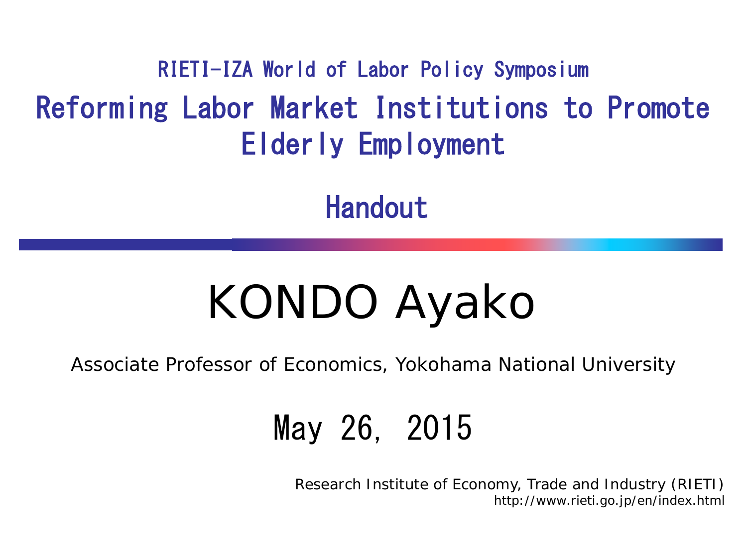RIETI-IZA World of Labor Policy Symposium

# Reforming Labor Market Institutions to Promote Elderly Employment

## Handout

# KONDO Ayako

Associate Professor of Economics, Yokohama National University

May 26, 2015

Research Institute of Economy, Trade and Industry (RIETI)
http://www.rieti.go.jp/en/index.html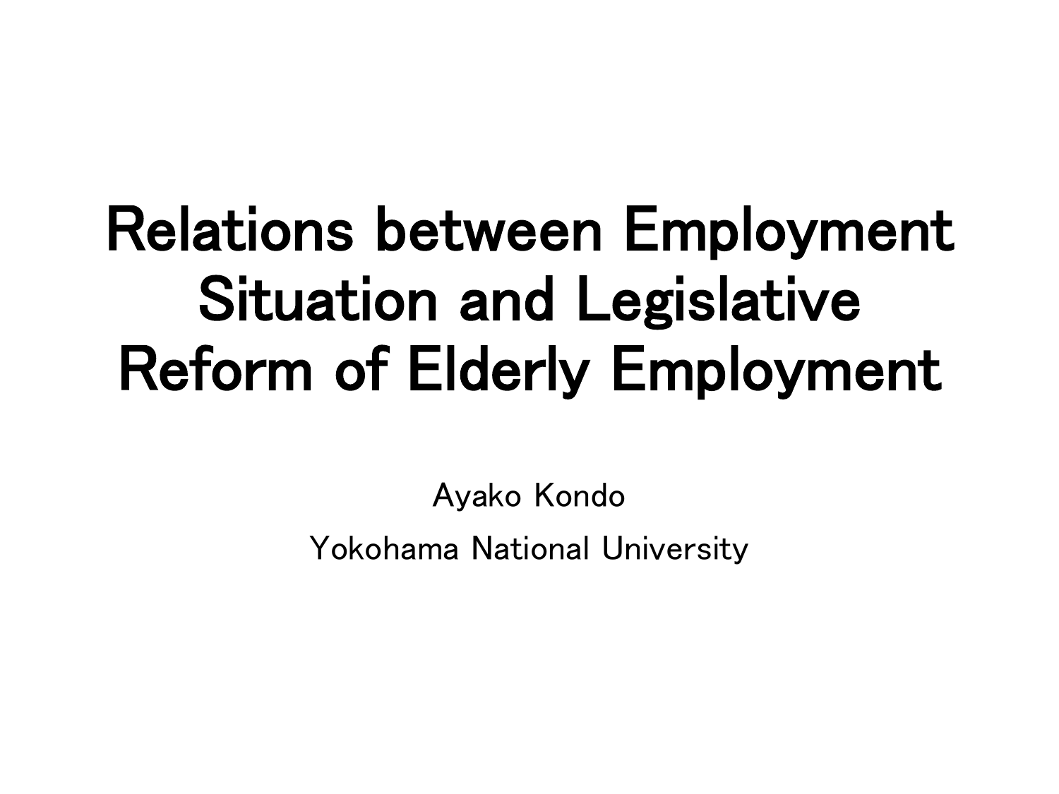# Relations between Employment Situation and Legislative Reform of Elderly Employment

Ayako Kondo

Yokohama National University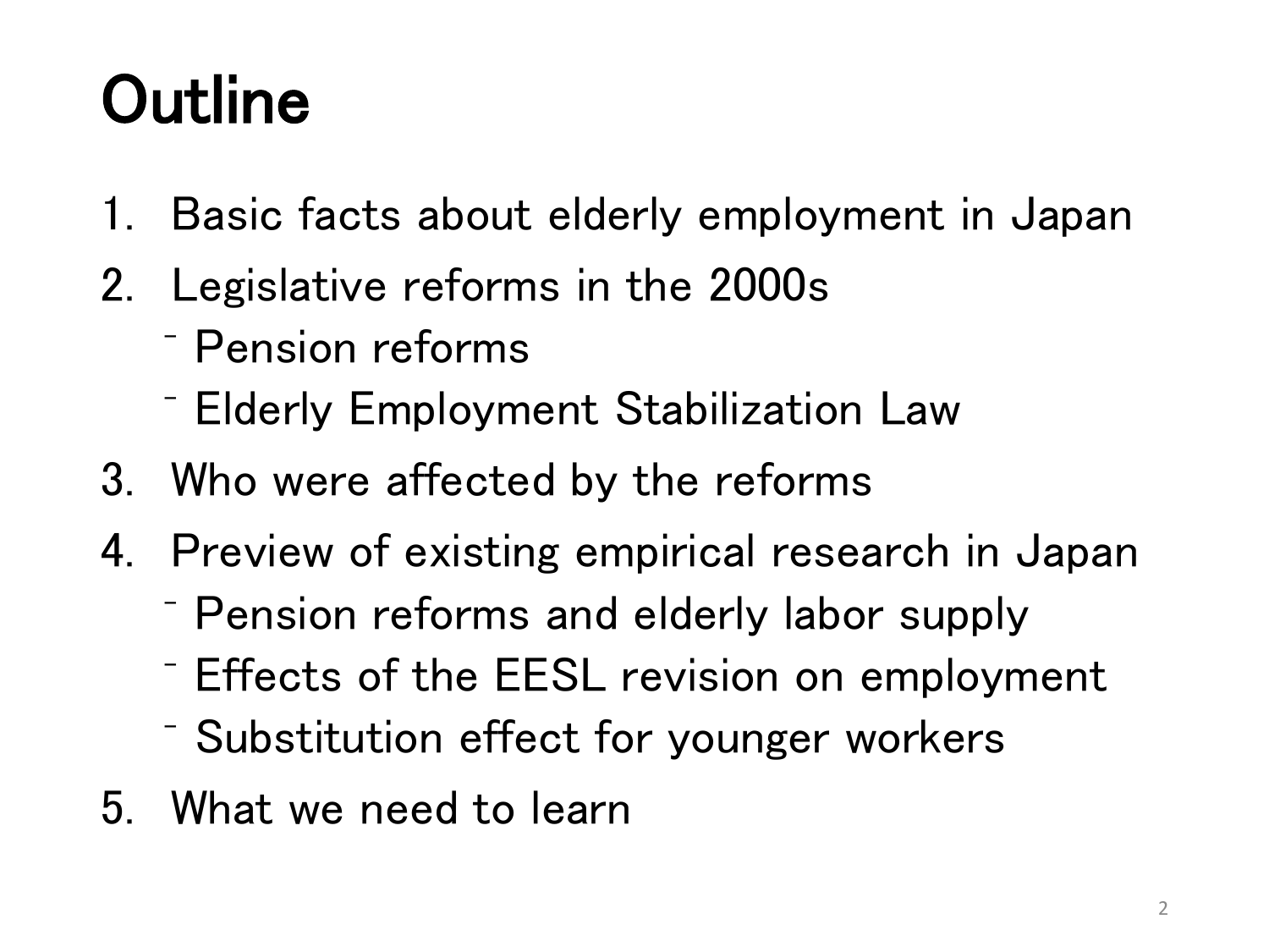# Outline

1. Basic facts about elderly employment in Japan
2. Legislative reforms in the 2000s
   - Pension reforms
   - Elderly Employment Stabilization Law
3. Who were affected by the reforms
4. Preview of existing empirical research in Japan
   - Pension reforms and elderly labor supply
   - Effects of the EESL revision on employment
   - Substitution effect for younger workers
5. What we need to learn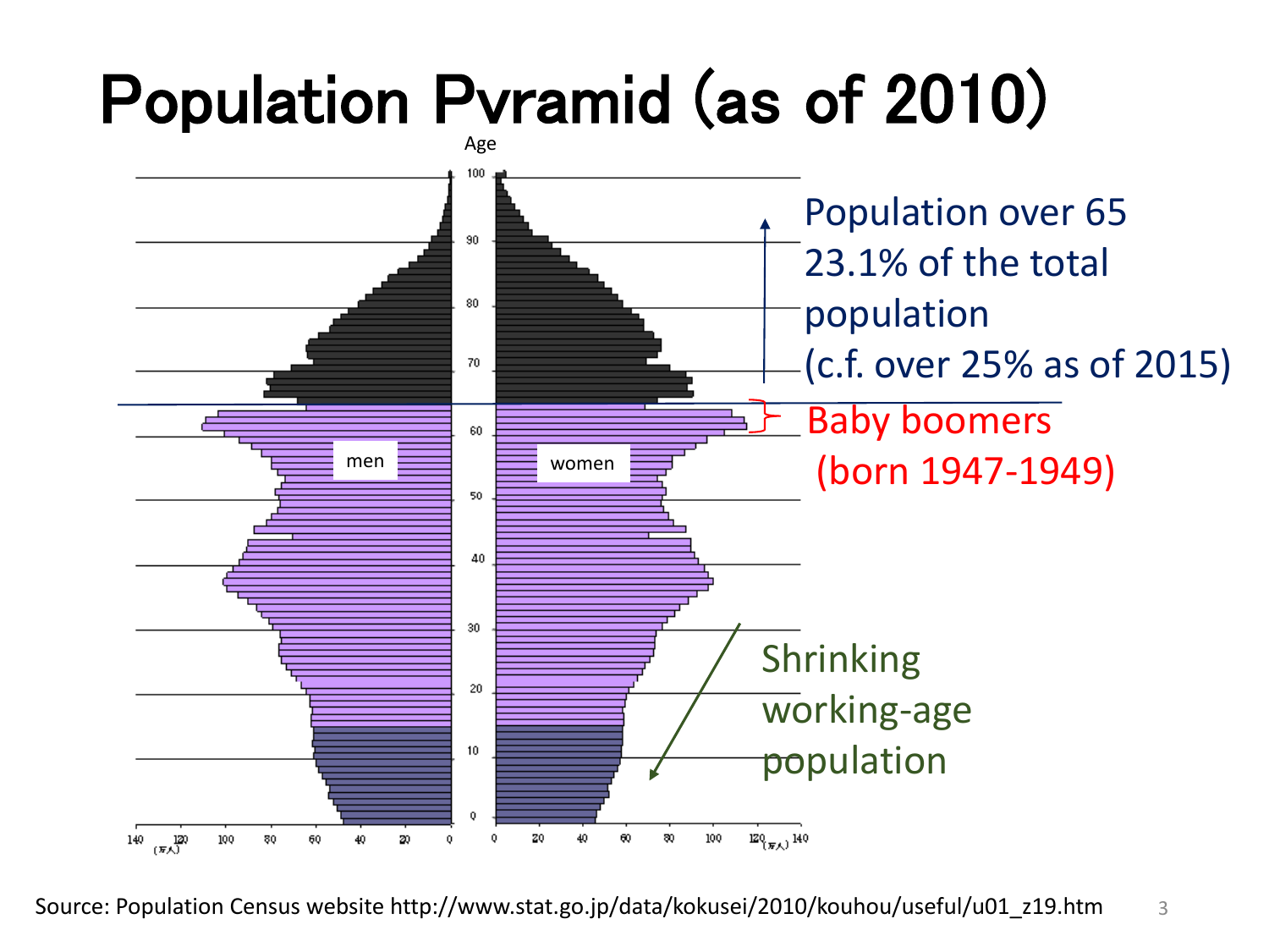# Population Pyramid (as of 2010)

Age

men

women

Population over 65 23.1% of the total population (c.f. over 25% as of 2015)

Baby boomers (born 1947-1949)

Shrinking working-age population

Source: Population Census website http://www.stat.go.jp/data/kokusei/2010/kouhou/useful/u01_z19.htm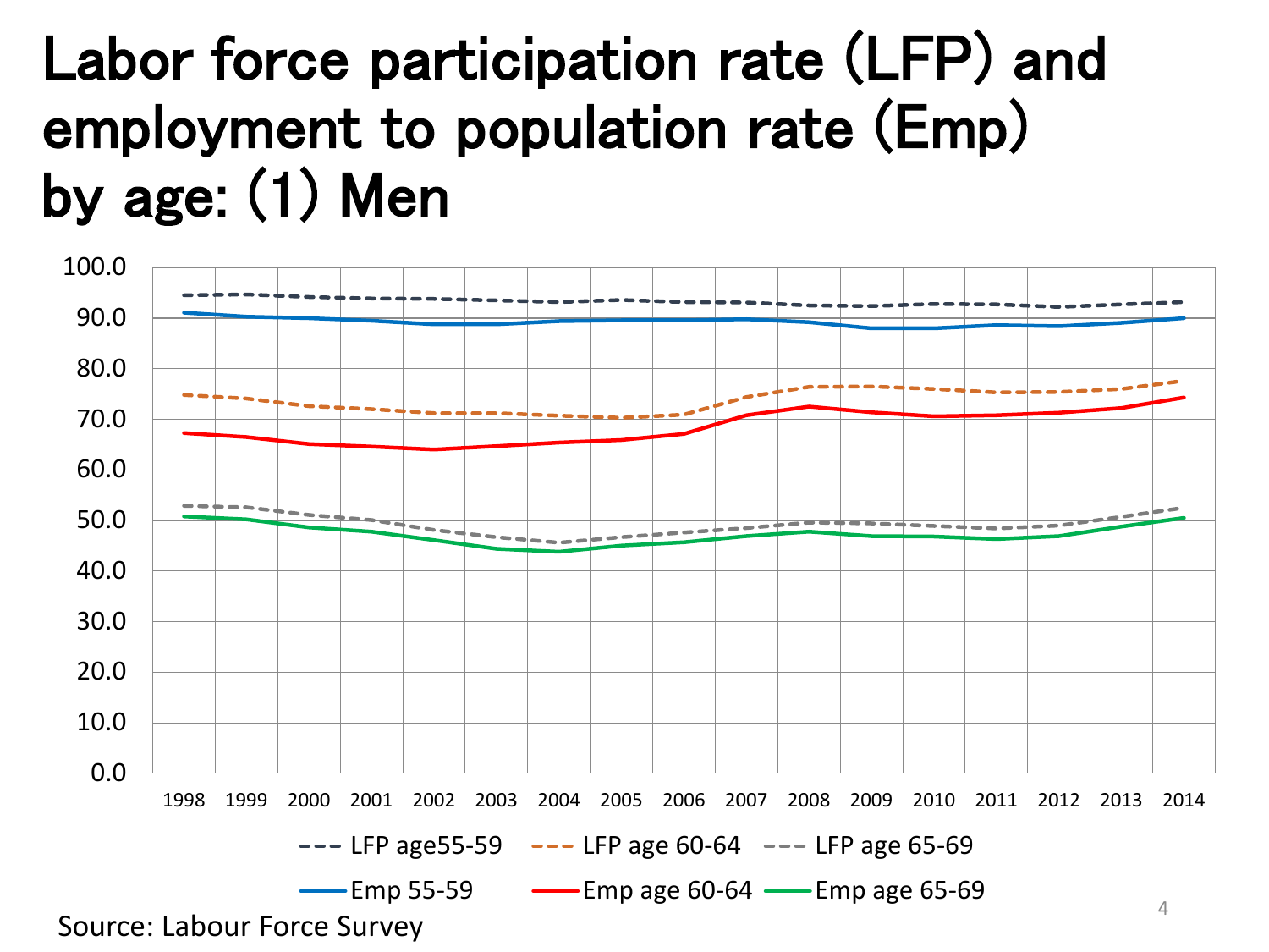# Labor force participation rate (LFP) and employment to population rate (Emp) by age: (1) Men

100.0
90.0
80.0
70.0
60.0
50.0
40.0
30.0
20.0
10.0
0.0

1998 1999 2000 2001 2002 2003 2004 2005 2006 2007 2008 2009 2010 2011 2012 2013 2014

LFP age55-59 — LFP age 60-64 — LFP age 65-69

Emp 55-59 — Emp age 60-64 — Emp age 65-69

Source: Labour Force Survey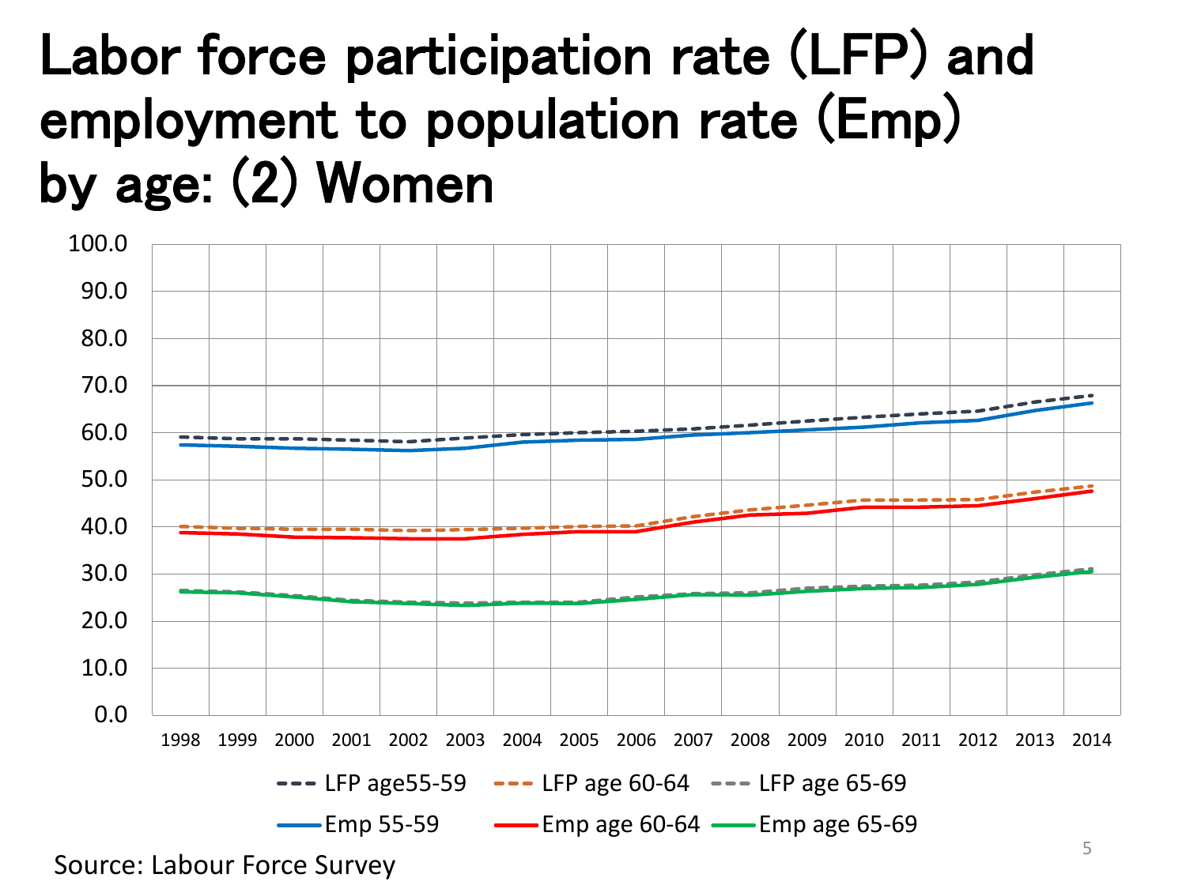# Labor force participation rate (LFP) and employment to population rate (Emp) by age: (2) Women

Source: Labour Force Survey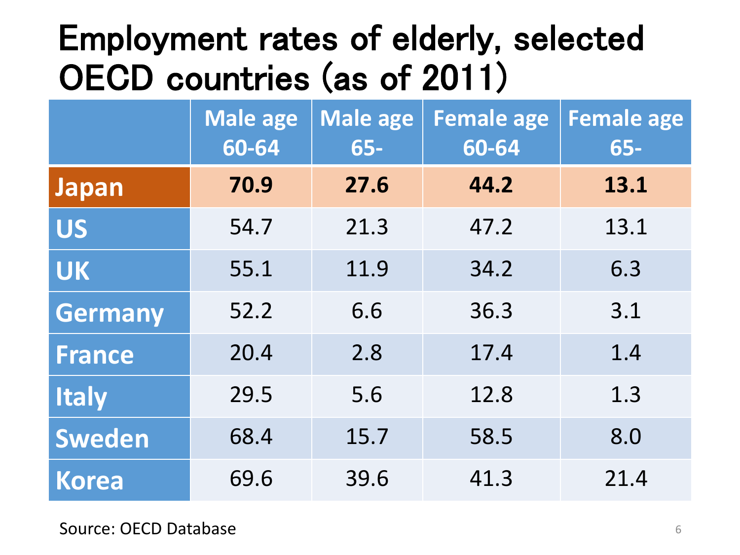# Employment rates of elderly, selected OECD countries (as of 2011)

| | Male age 60-64 | Male age 65- | Female age 60-64 | Female age 65- |
|---|---|---|---|---|
| **Japan** | **70.9** | **27.6** | **44.2** | **13.1** |
| US | 54.7 | 21.3 | 47.2 | 13.1 |
| UK | 55.1 | 11.9 | 34.2 | 6.3 |
| Germany | 52.2 | 6.6 | 36.3 | 3.1 |
| France | 20.4 | 2.8 | 17.4 | 1.4 |
| Italy | 29.5 | 5.6 | 12.8 | 1.3 |
| Sweden | 68.4 | 15.7 | 58.5 | 8.0 |
| Korea | 69.6 | 39.6 | 41.3 | 21.4 |

Source: OECD Database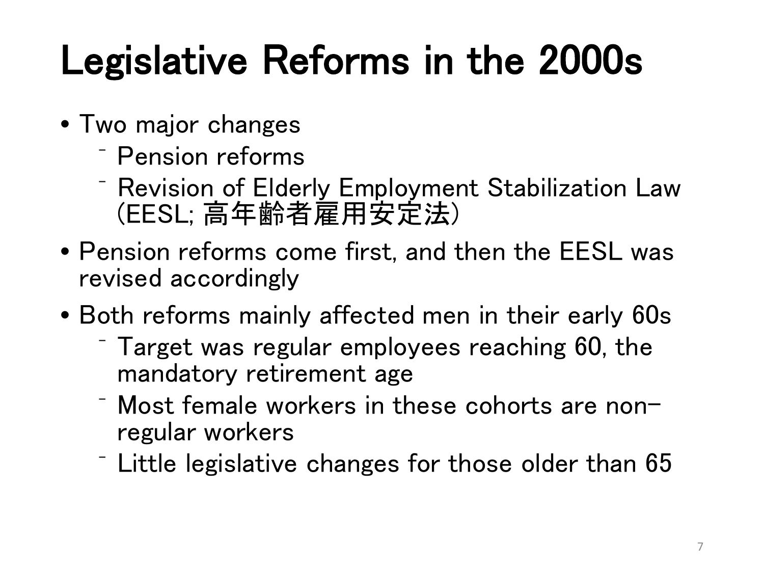# Legislative Reforms in the 2000s

- Two major changes
  - Pension reforms
  - Revision of Elderly Employment Stabilization Law (EESL; 高年齢者雇用安定法)
- Pension reforms come first, and then the EESL was revised accordingly
- Both reforms mainly affected men in their early 60s
  - Target was regular employees reaching 60, the mandatory retirement age
  - Most female workers in these cohorts are non-regular workers
  - Little legislative changes for those older than 65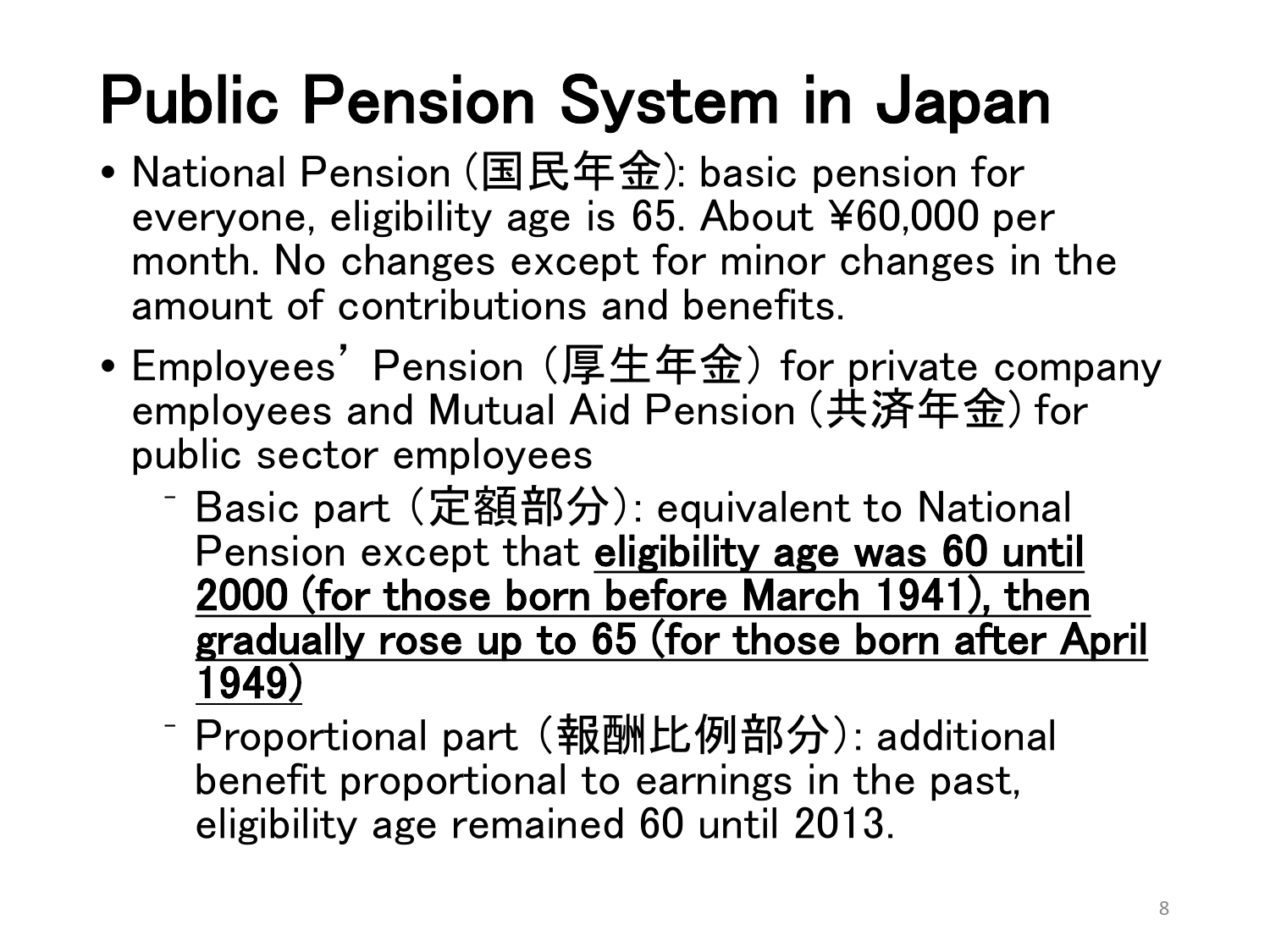# Public Pension System in Japan

- National Pension (国民年金): basic pension for everyone, eligibility age is 65. About ¥60,000 per month. No changes except for minor changes in the amount of contributions and benefits.
- Employees’ Pension (厚生年金) for private company employees and Mutual Aid Pension (共済年金) for public sector employees
  - Basic part (定額部分): equivalent to National Pension except that **eligibility age was 60 until 2000 (for those born before March 1941), then gradually rose up to 65 (for those born after April 1949)**
  - Proportional part (報酬比例部分): additional benefit proportional to earnings in the past, eligibility age remained 60 until 2013.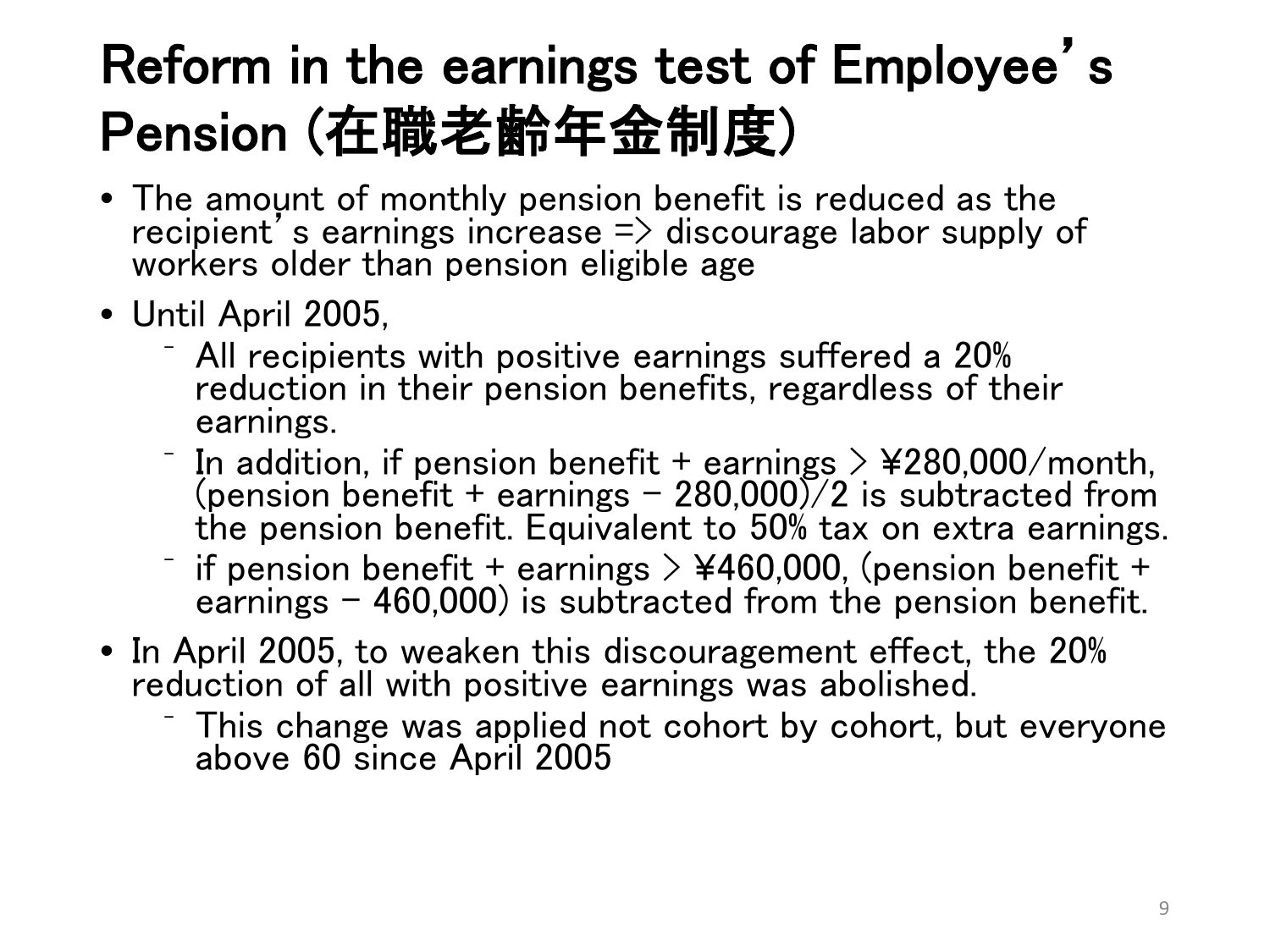# Reform in the earnings test of Employee's Pension (在職老齢年金制度)

- The amount of monthly pension benefit is reduced as the recipient's earnings increase => discourage labor supply of workers older than pension eligible age
- Until April 2005,
  - All recipients with positive earnings suffered a 20% reduction in their pension benefits, regardless of their earnings.
  - In addition, if pension benefit + earnings > ¥280,000/month, (pension benefit + earnings − 280,000)/2 is subtracted from the pension benefit. Equivalent to 50% tax on extra earnings.
  - if pension benefit + earnings > ¥460,000, (pension benefit + earnings − 460,000) is subtracted from the pension benefit.
- In April 2005, to weaken this discouragement effect, the 20% reduction of all with positive earnings was abolished.
  - This change was applied not cohort by cohort, but everyone above 60 since April 2005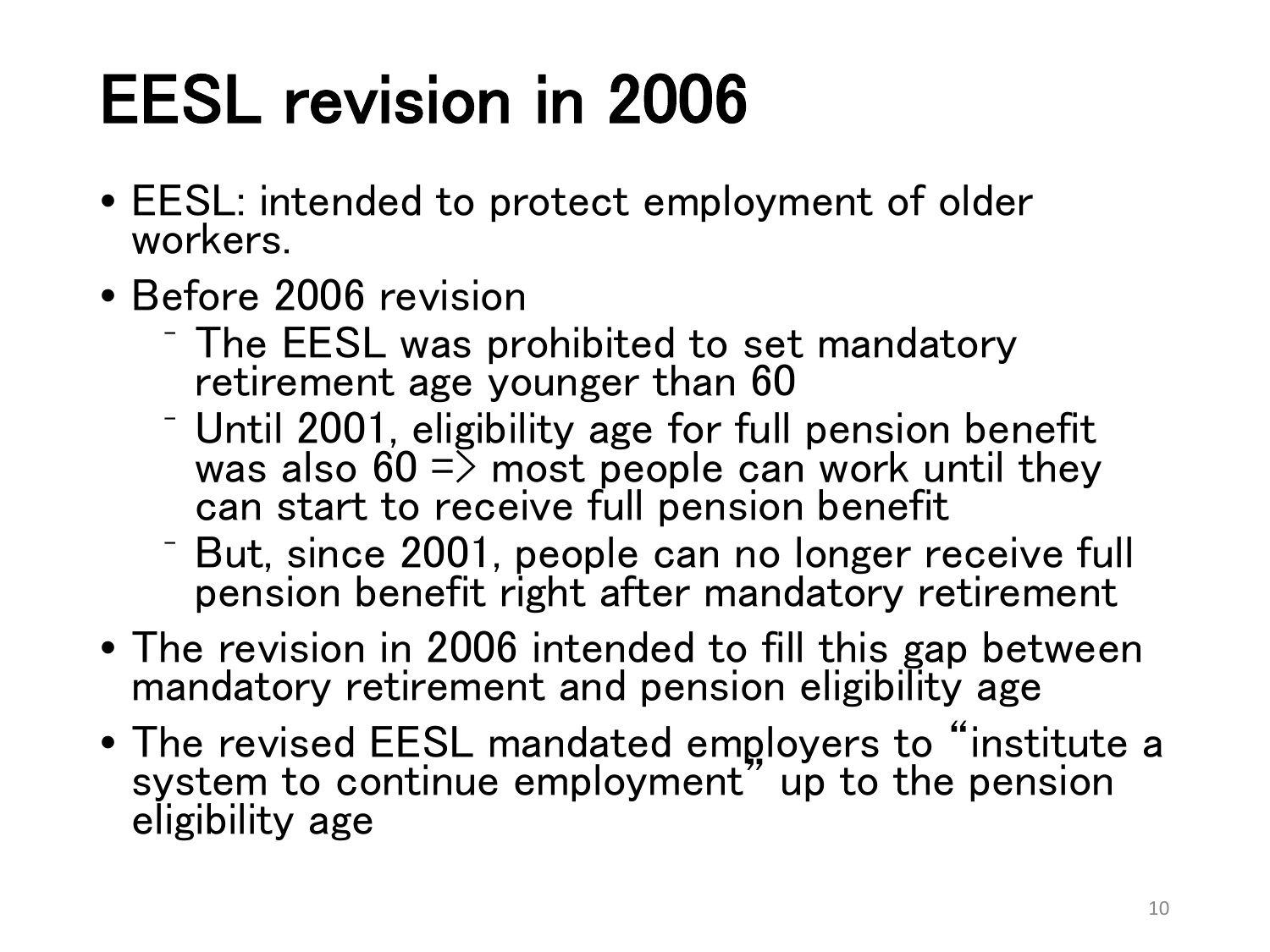# EESL revision in 2006

- EESL: intended to protect employment of older workers.
- Before 2006 revision
  - The EESL was prohibited to set mandatory retirement age younger than 60
  - Until 2001, eligibility age for full pension benefit was also 60 => most people can work until they can start to receive full pension benefit
  - But, since 2001, people can no longer receive full pension benefit right after mandatory retirement
- The revision in 2006 intended to fill this gap between mandatory retirement and pension eligibility age
- The revised EESL mandated employers to "institute a system to continue employment" up to the pension eligibility age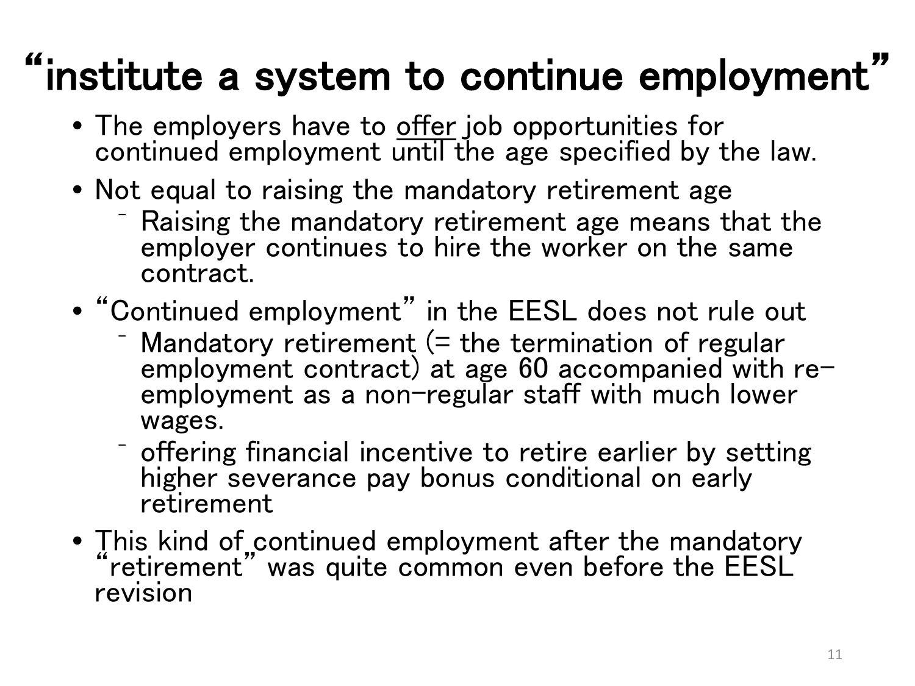# “institute a system to continue employment”

- The employers have to offer job opportunities for continued employment until the age specified by the law.
- Not equal to raising the mandatory retirement age
  - Raising the mandatory retirement age means that the employer continues to hire the worker on the same contract.
- “Continued employment” in the EESL does not rule out
  - Mandatory retirement (= the termination of regular employment contract) at age 60 accompanied with re-employment as a non-regular staff with much lower wages.
  - offering financial incentive to retire earlier by setting higher severance pay bonus conditional on early retirement
- This kind of continued employment after the mandatory “retirement” was quite common even before the EESL revision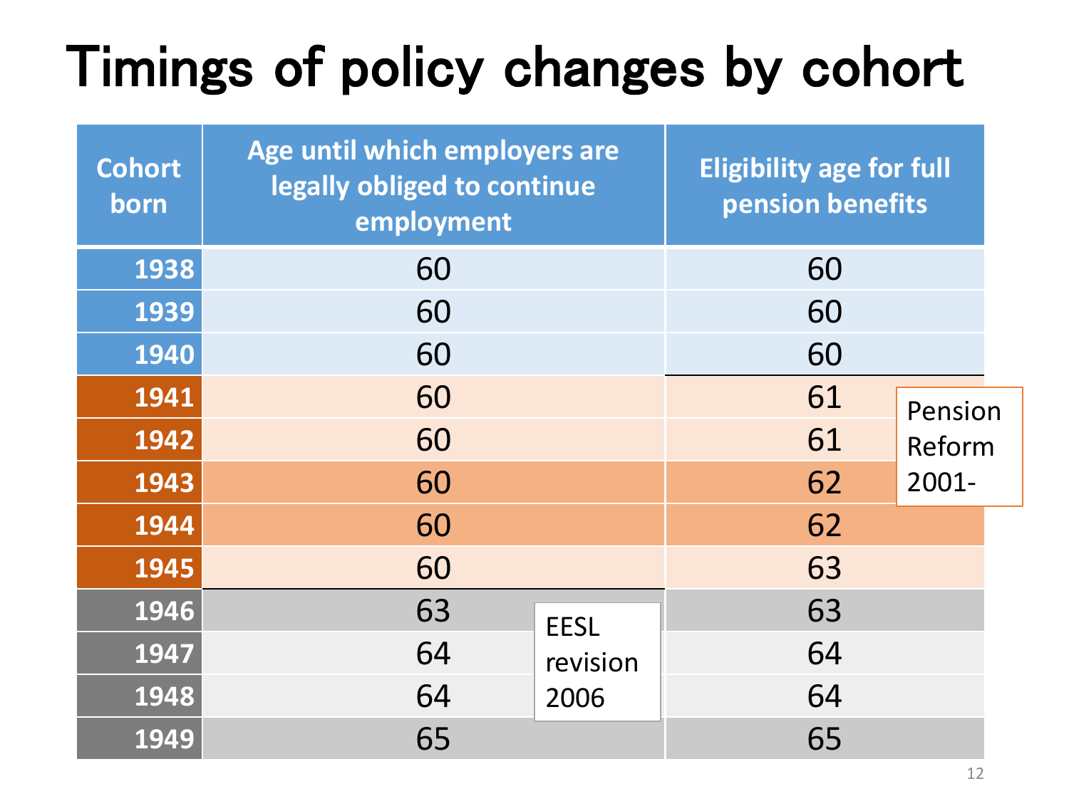# Timings of policy changes by cohort

| Cohort born | Age until which employers are legally obliged to continue employment | Eligibility age for full pension benefits |
|---|---|---|
| 1938 | 60 | 60 |
| 1939 | 60 | 60 |
| 1940 | 60 | 60 |
| 1941 | 60 | 61 |
| 1942 | 60 | 61 |
| 1943 | 60 | 62 |
| 1944 | 60 | 62 |
| 1945 | 60 | 63 |
| 1946 | 63 | 63 |
| 1947 | 64 | 64 |
| 1948 | 64 | 64 |
| 1949 | 65 | 65 |

Pension Reform 2001-

EESL revision 2006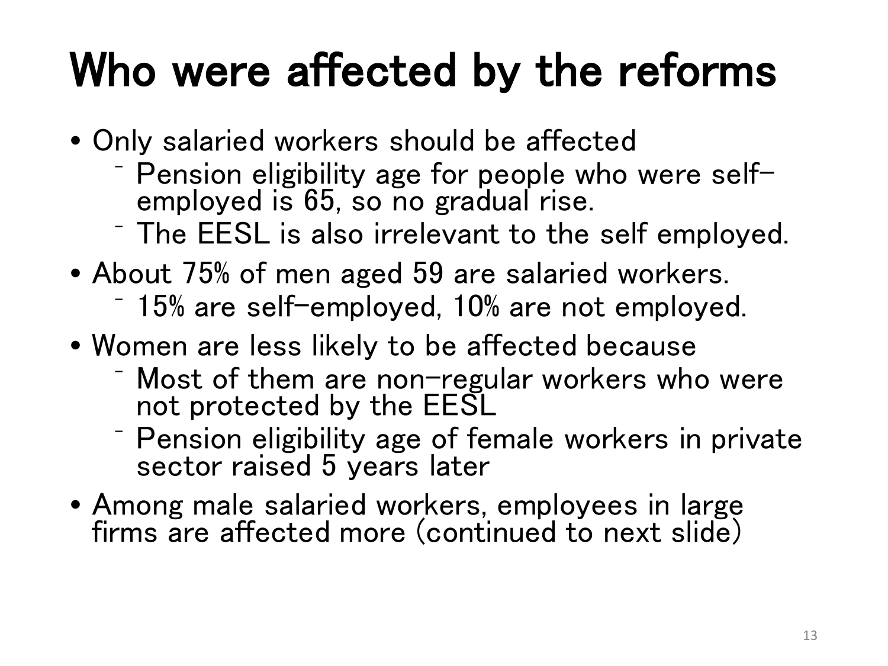# Who were affected by the reforms

- Only salaried workers should be affected
  - Pension eligibility age for people who were self-employed is 65, so no gradual rise.
  - The EESL is also irrelevant to the self employed.
- About 75% of men aged 59 are salaried workers.
  - 15% are self-employed, 10% are not employed.
- Women are less likely to be affected because
  - Most of them are non-regular workers who were not protected by the EESL
  - Pension eligibility age of female workers in private sector raised 5 years later
- Among male salaried workers, employees in large firms are affected more (continued to next slide)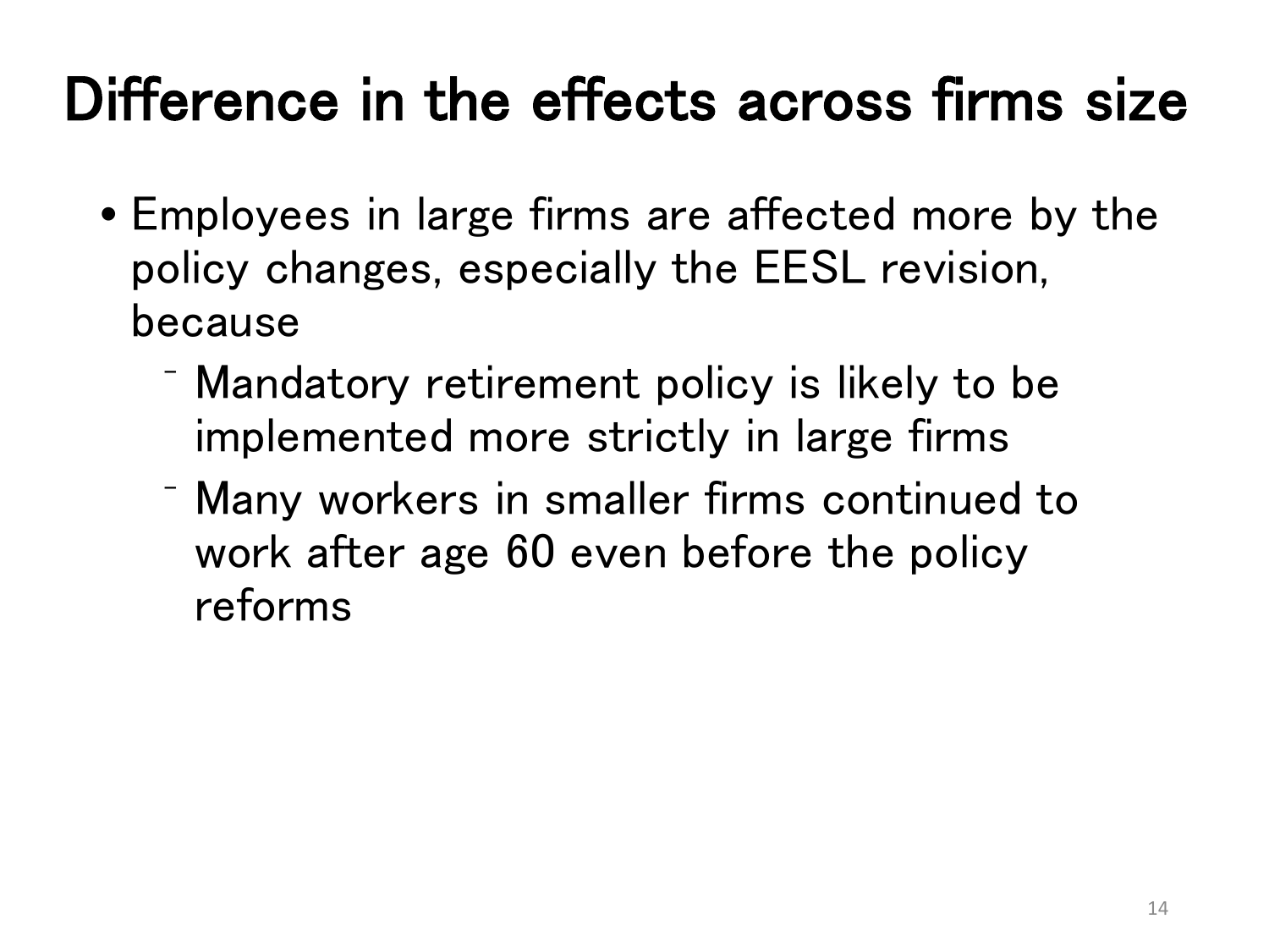# Difference in the effects across firms size

- Employees in large firms are affected more by the policy changes, especially the EESL revision, because
  - Mandatory retirement policy is likely to be implemented more strictly in large firms
  - Many workers in smaller firms continued to work after age 60 even before the policy reforms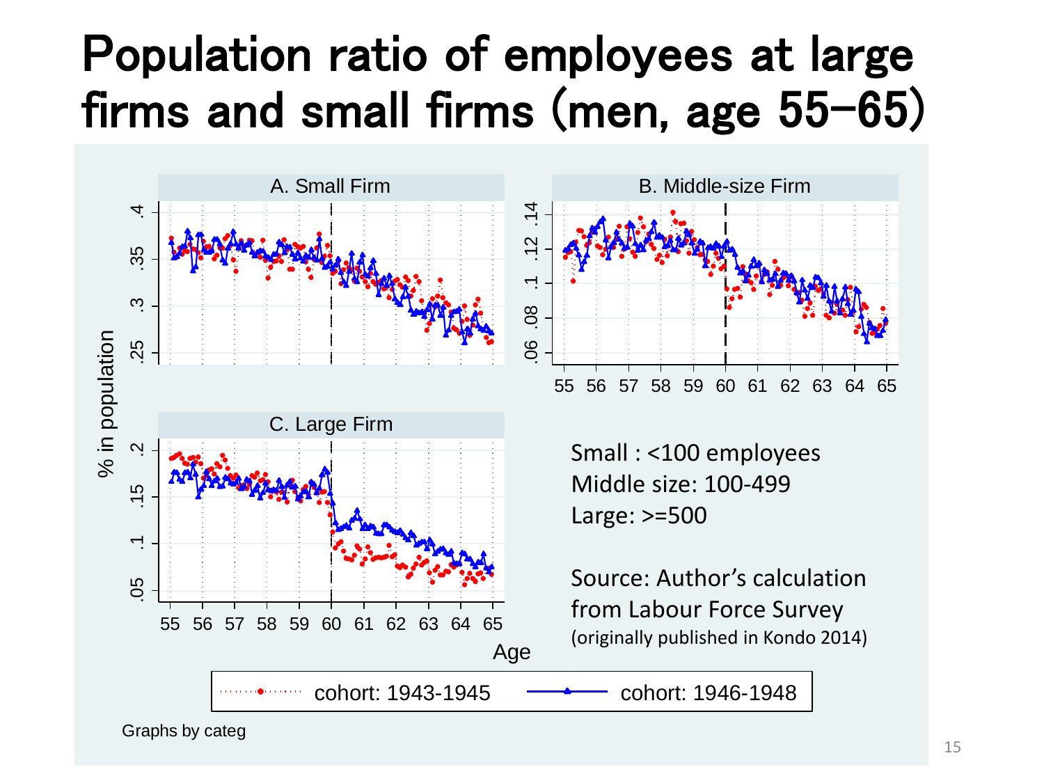# Population ratio of employees at large firms and small firms (men, age 55–65)

Small : <100 employees
Middle size: 100-499
Large: >=500

Source: Author's calculation from Labour Force Survey
(originally published in Kondo 2014)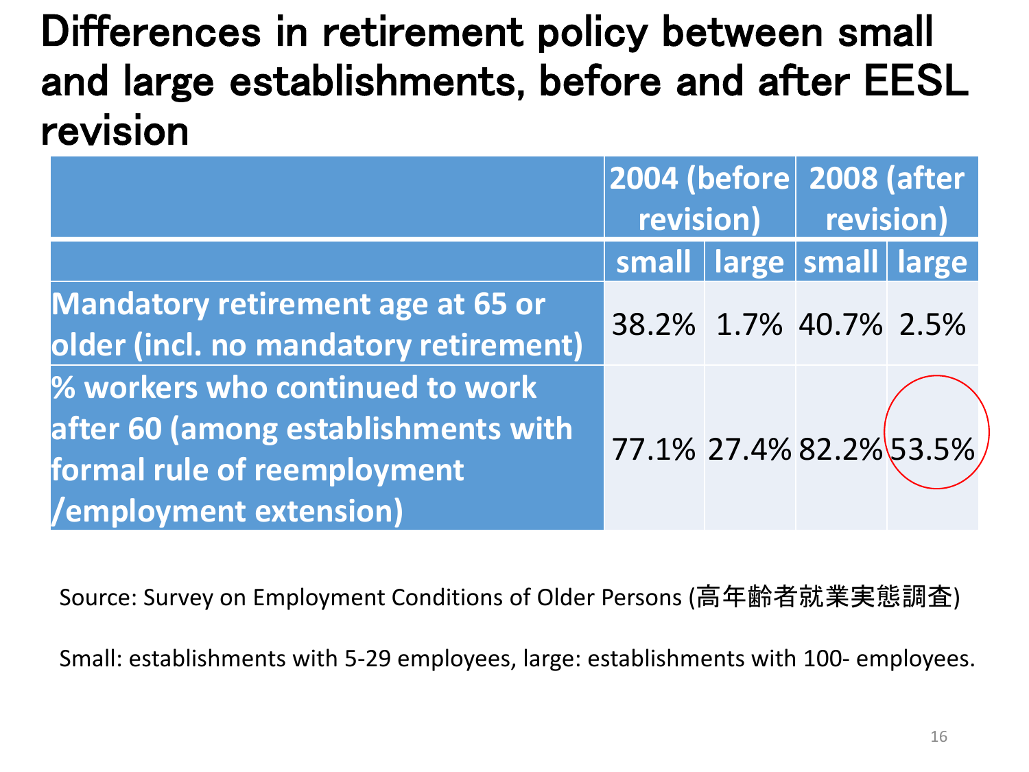# Differences in retirement policy between small and large establishments, before and after EESL revision

| | 2004 (before revision) | | 2008 (after revision) | |
|---|---|---|---|---|
| | small | large | small | large |
| Mandatory retirement age at 65 or older (incl. no mandatory retirement) | 38.2% | 1.7% | 40.7% | 2.5% |
| % workers who continued to work after 60 (among establishments with formal rule of reemployment /employment extension) | 77.1% | 27.4% | 82.2% | 53.5% |

Source: Survey on Employment Conditions of Older Persons (高年齢者就業実態調査)

Small: establishments with 5-29 employees, large: establishments with 100- employees.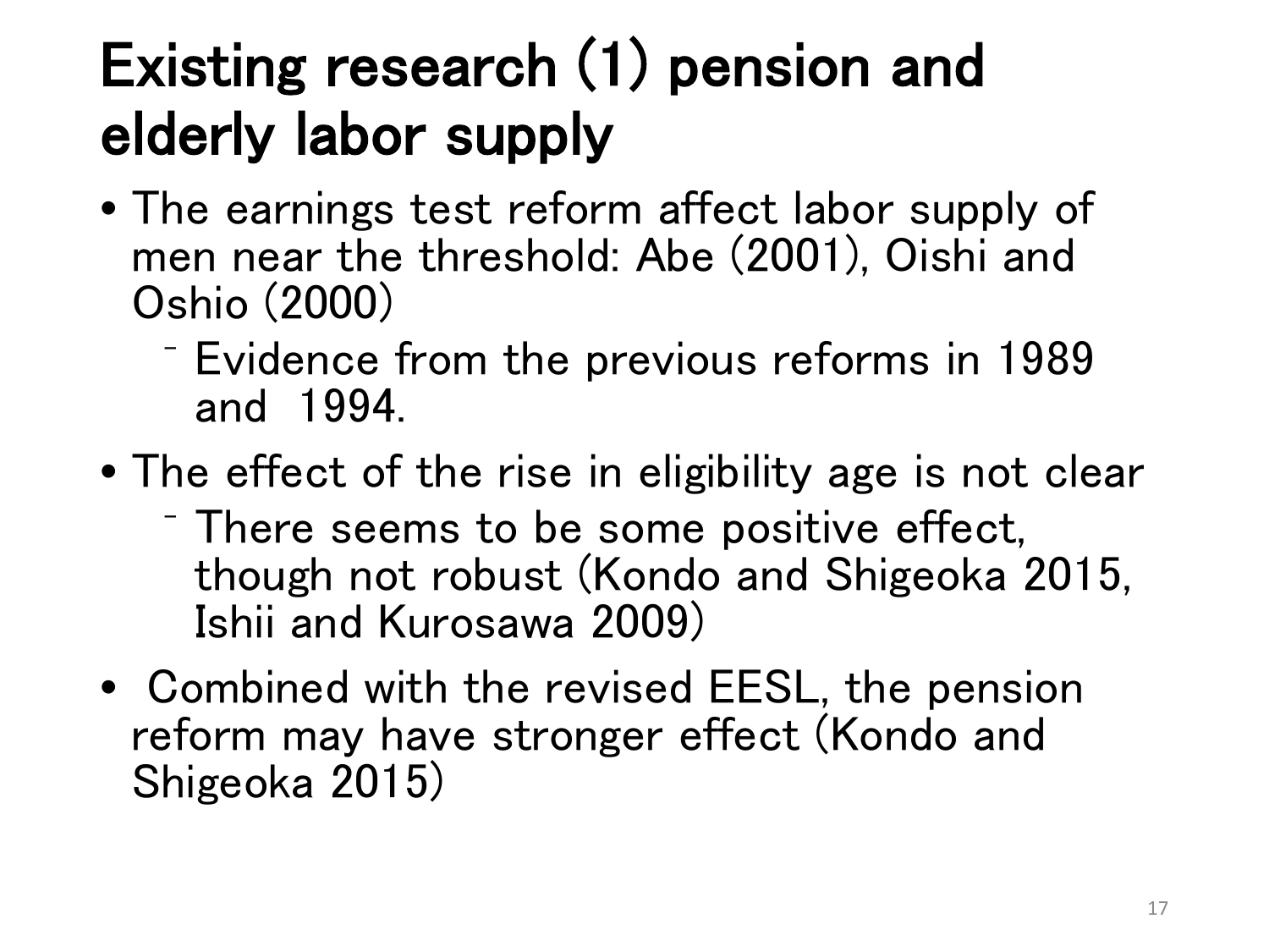# Existing research (1) pension and elderly labor supply

- The earnings test reform affect labor supply of men near the threshold: Abe (2001), Oishi and Oshio (2000)
  - Evidence from the previous reforms in 1989 and 1994.
- The effect of the rise in eligibility age is not clear
  - There seems to be some positive effect, though not robust (Kondo and Shigeoka 2015, Ishii and Kurosawa 2009)
- Combined with the revised EESL, the pension reform may have stronger effect (Kondo and Shigeoka 2015)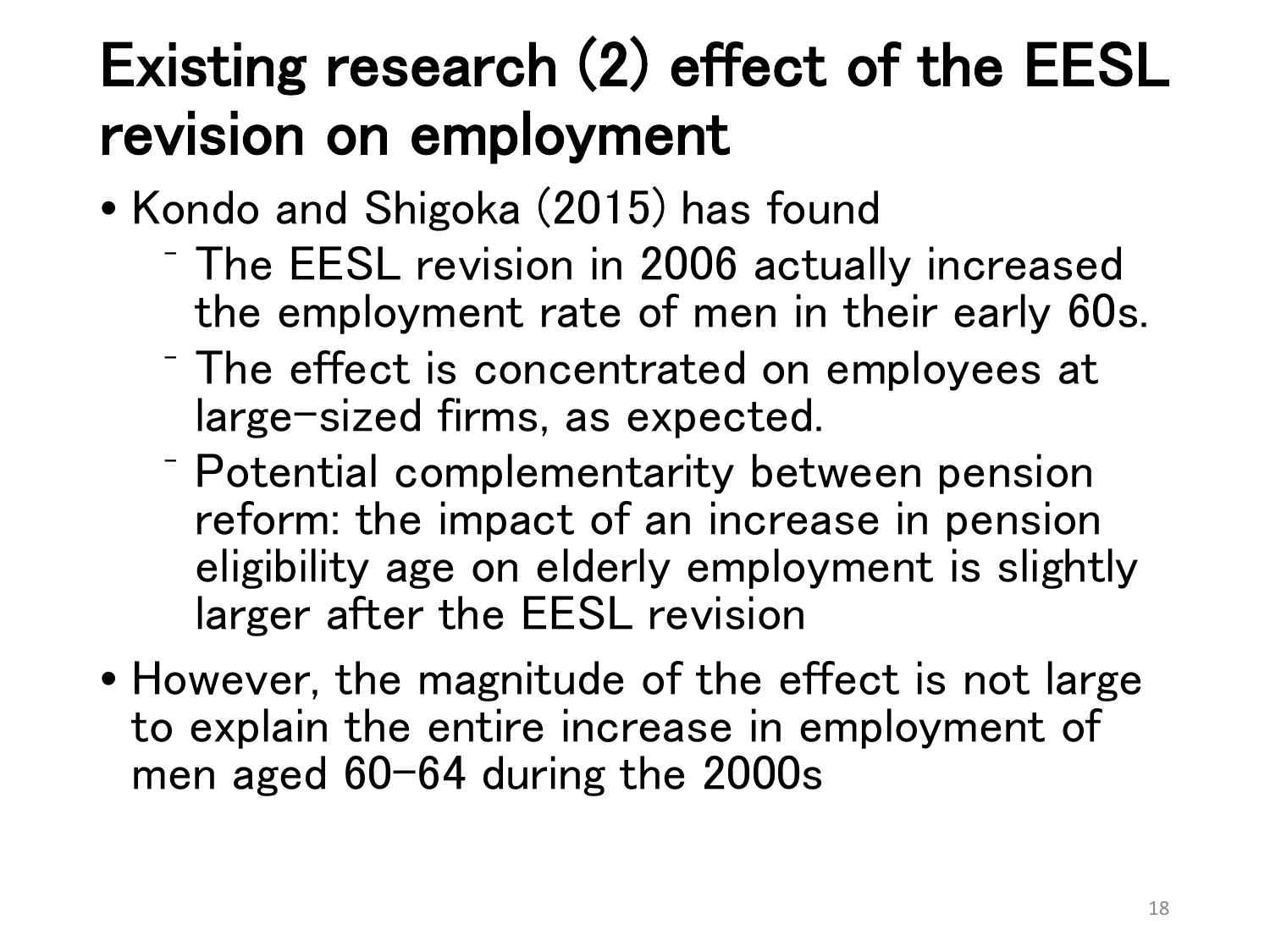# Existing research (2) effect of the EESL revision on employment

- Kondo and Shigoka (2015) has found
  - The EESL revision in 2006 actually increased the employment rate of men in their early 60s.
  - The effect is concentrated on employees at large-sized firms, as expected.
  - Potential complementarity between pension reform: the impact of an increase in pension eligibility age on elderly employment is slightly larger after the EESL revision
- However, the magnitude of the effect is not large to explain the entire increase in employment of men aged 60–64 during the 2000s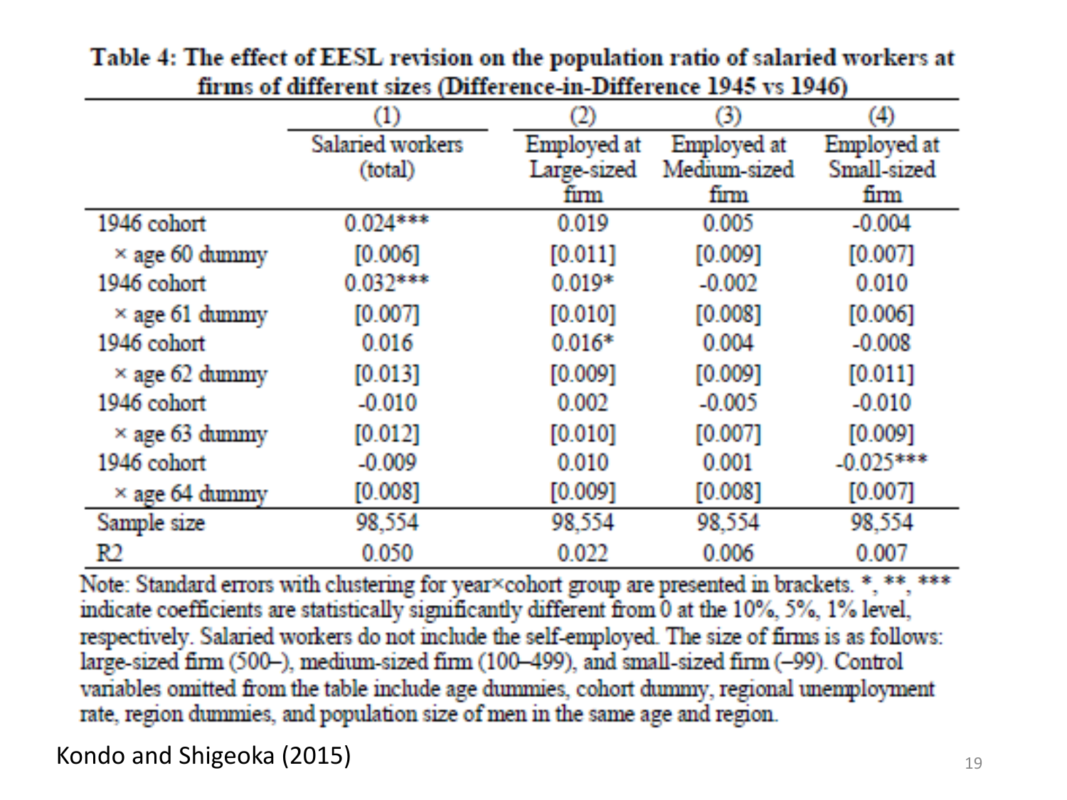**Table 4: The effect of EESL revision on the population ratio of salaried workers at firms of different sizes (Difference-in-Difference 1945 vs 1946)**

| | (1) | (2) | (3) | (4) |
|---|---|---|---|---|
| | Salaried workers (total) | Employed at Large-sized firm | Employed at Medium-sized firm | Employed at Small-sized firm |
| 1946 cohort | 0.024*** | 0.019 | 0.005 | -0.004 |
| × age 60 dummy | [0.006] | [0.011] | [0.009] | [0.007] |
| 1946 cohort | 0.032*** | 0.019* | -0.002 | 0.010 |
| × age 61 dummy | [0.007] | [0.010] | [0.008] | [0.006] |
| 1946 cohort | 0.016 | 0.016* | 0.004 | -0.008 |
| × age 62 dummy | [0.013] | [0.009] | [0.009] | [0.011] |
| 1946 cohort | -0.010 | 0.002 | -0.005 | -0.010 |
| × age 63 dummy | [0.012] | [0.010] | [0.007] | [0.009] |
| 1946 cohort | -0.009 | 0.010 | 0.001 | -0.025*** |
| × age 64 dummy | [0.008] | [0.009] | [0.008] | [0.007] |
| Sample size | 98,554 | 98,554 | 98,554 | 98,554 |
| $R^2$ | 0.050 | 0.022 | 0.006 | 0.007 |

Note: Standard errors with clustering for year×cohort group are presented in brackets. *, **, *** indicate coefficients are statistically significantly different from 0 at the 10%, 5%, 1% level, respectively. Salaried workers do not include the self-employed. The size of firms is as follows: large-sized firm (500–), medium-sized firm (100–499), and small-sized firm (–99). Control variables omitted from the table include age dummies, cohort dummy, regional unemployment rate, region dummies, and population size of men in the same age and region.

Kondo and Shigeoka (2015)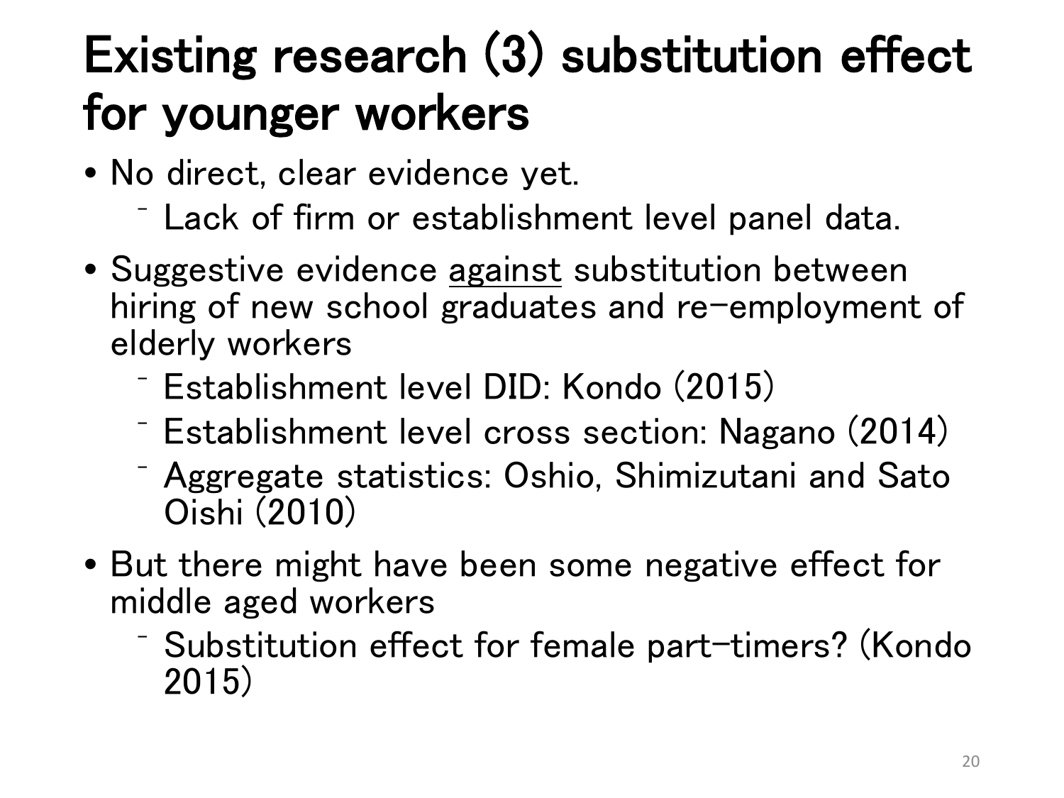# Existing research (3) substitution effect for younger workers

- No direct, clear evidence yet.
  - Lack of firm or establishment level panel data.
- Suggestive evidence <u>against</u> substitution between hiring of new school graduates and re-employment of elderly workers
  - Establishment level DID: Kondo (2015)
  - Establishment level cross section: Nagano (2014)
  - Aggregate statistics: Oshio, Shimizutani and Sato Oishi (2010)
- But there might have been some negative effect for middle aged workers
  - Substitution effect for female part-timers? (Kondo 2015)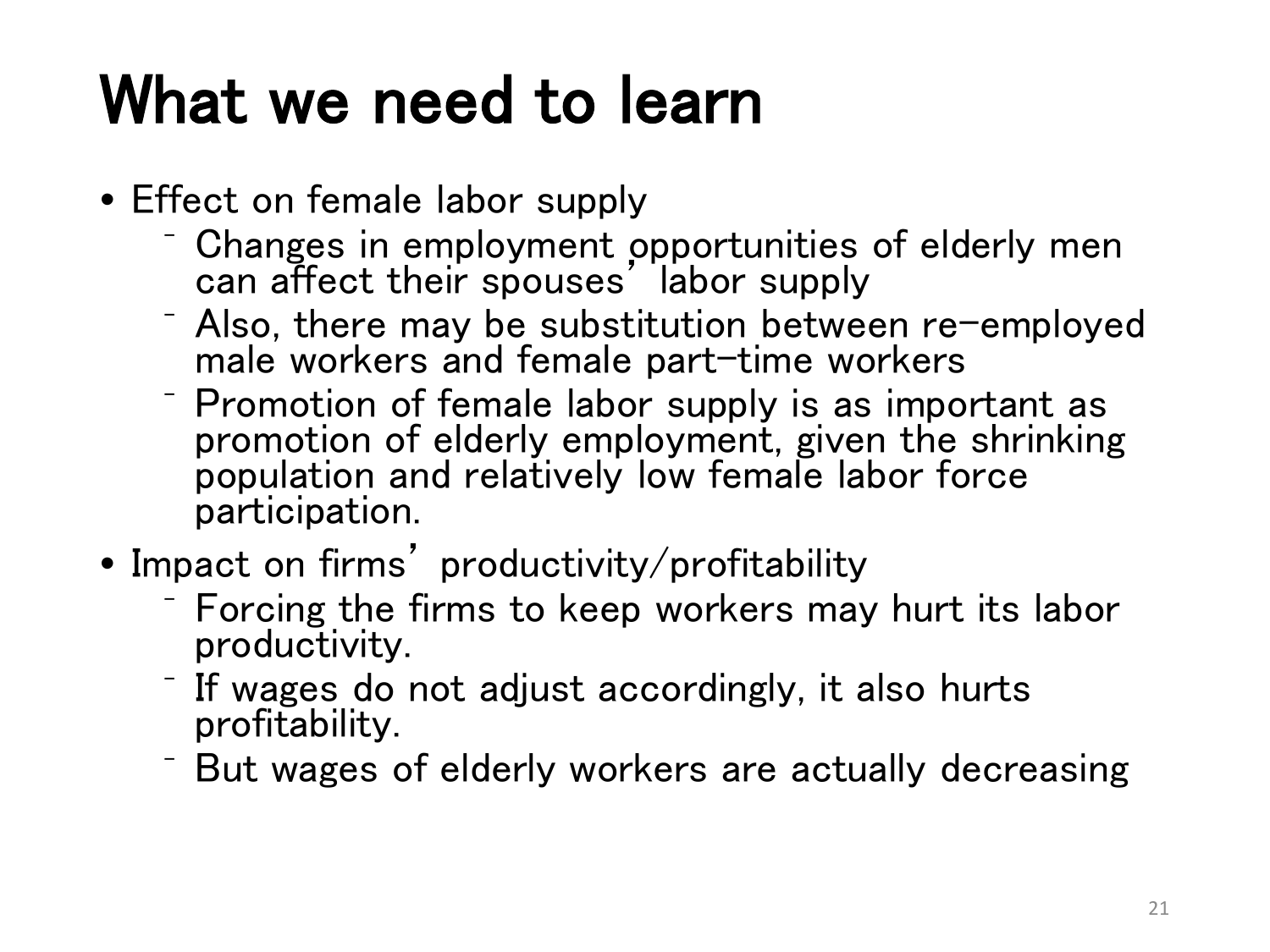# What we need to learn

- Effect on female labor supply
  - Changes in employment opportunities of elderly men can affect their spouses' labor supply
  - Also, there may be substitution between re-employed male workers and female part-time workers
  - Promotion of female labor supply is as important as promotion of elderly employment, given the shrinking population and relatively low female labor force participation.
- Impact on firms' productivity/profitability
  - Forcing the firms to keep workers may hurt its labor productivity.
  - If wages do not adjust accordingly, it also hurts profitability.
  - But wages of elderly workers are actually decreasing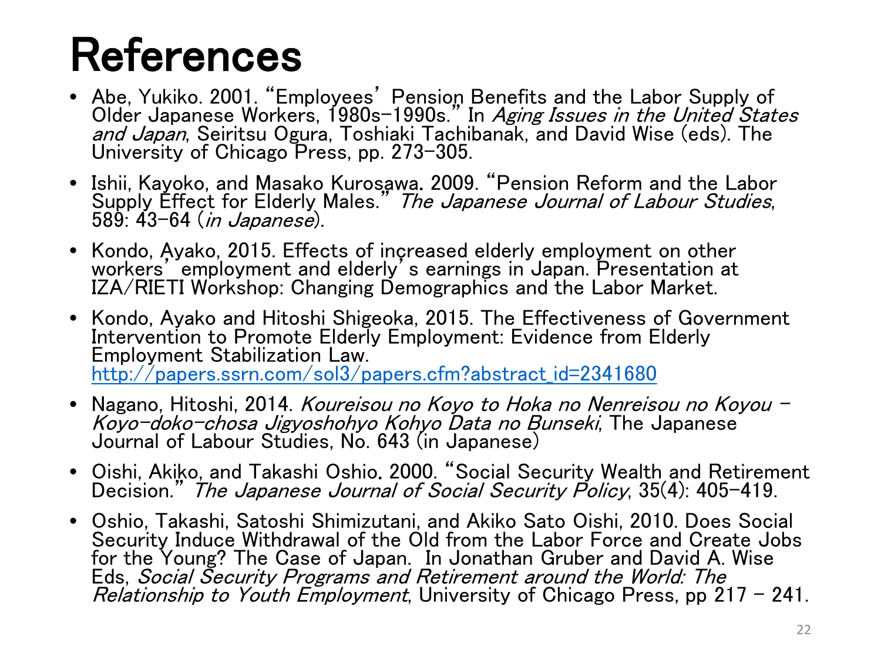# References

- Abe, Yukiko. 2001. "Employees' Pension Benefits and the Labor Supply of Older Japanese Workers, 1980s–1990s." In *Aging Issues in the United States and Japan*, Seiritsu Ogura, Toshiaki Tachibanak, and David Wise (eds). The University of Chicago Press, pp. 273–305.
- Ishii, Kayoko, and Masako Kurosawa. 2009. "Pension Reform and the Labor Supply Effect for Elderly Males." *The Japanese Journal of Labour Studies*, 589: 43–64 (*in Japanese*).
- Kondo, Ayako, 2015. Effects of increased elderly employment on other workers' employment and elderly's earnings in Japan. Presentation at IZA/RIETI Workshop: Changing Demographics and the Labor Market.
- Kondo, Ayako and Hitoshi Shigeoka, 2015. The Effectiveness of Government Intervention to Promote Elderly Employment: Evidence from Elderly Employment Stabilization Law. http://papers.ssrn.com/sol3/papers.cfm?abstract_id=2341680
- Nagano, Hitoshi, 2014. *Koureisou no Koyo to Hoka no Nenreisou no Koyou – Koyo-doko-chosa Jigyoshohyo Kohyo Data no Bunseki*, The Japanese Journal of Labour Studies, No. 643 (in Japanese)
- Oishi, Akiko, and Takashi Oshio. 2000. "Social Security Wealth and Retirement Decision." *The Japanese Journal of Social Security Policy*, 35(4): 405–419.
- Oshio, Takashi, Satoshi Shimizutani, and Akiko Sato Oishi, 2010. Does Social Security Induce Withdrawal of the Old from the Labor Force and Create Jobs for the Young? The Case of Japan. In Jonathan Gruber and David A. Wise Eds, *Social Security Programs and Retirement around the World: The Relationship to Youth Employment*, University of Chicago Press, pp 217 – 241.